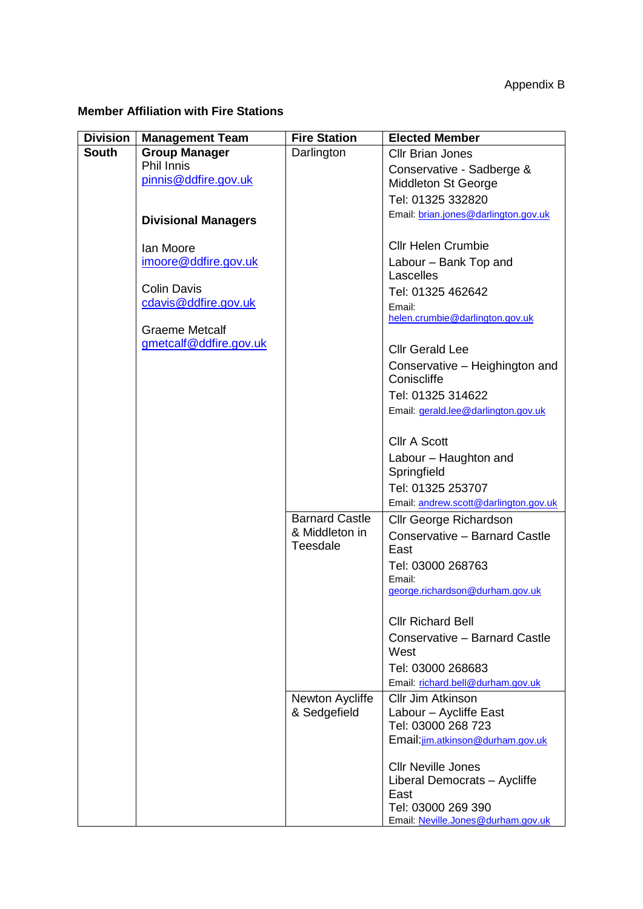Appendix B

**Member Affiliation with Fire Stations**

| Division | Management Team | Fire Station | Elected Member |
|---|---|---|---|
| **South** | **Group Manager**<br>Phil Innis<br>pinnis@ddfire.gov.uk<br><br>**Divisional Managers**<br><br>Ian Moore<br>imoore@ddfire.gov.uk<br><br>Colin Davis<br>cdavis@ddfire.gov.uk<br><br>Graeme Metcalf<br>gmetcalf@ddfire.gov.uk | Darlington | Cllr Brian Jones<br>Conservative - Sadberge & Middleton St George<br>Tel: 01325 332820<br>Email: brian.jones@darlington.gov.uk<br><br>Cllr Helen Crumbie<br>Labour – Bank Top and Lascelles<br>Tel: 01325 462642<br>Email: helen.crumbie@darlington.gov.uk<br><br>Cllr Gerald Lee<br>Conservative – Heighington and Coniscliffe<br>Tel: 01325 314622<br>Email: gerald.lee@darlington.gov.uk<br><br>Cllr A Scott<br>Labour – Haughton and Springfield<br>Tel: 01325 253707<br>Email: andrew.scott@darlington.gov.uk |
| | | Barnard Castle & Middleton in Teesdale | Cllr George Richardson<br>Conservative – Barnard Castle East<br>Tel: 03000 268763<br>Email: george.richardson@durham.gov.uk<br><br>Cllr Richard Bell<br>Conservative – Barnard Castle West<br>Tel: 03000 268683<br>Email: richard.bell@durham.gov.uk |
| | | Newton Aycliffe & Sedgefield | Cllr Jim Atkinson<br>Labour – Aycliffe East<br>Tel: 03000 268 723<br>Email: jim.atkinson@durham.gov.uk<br><br>Cllr Neville Jones<br>Liberal Democrats – Aycliffe East<br>Tel: 03000 269 390<br>Email: Neville.Jones@durham.gov.uk |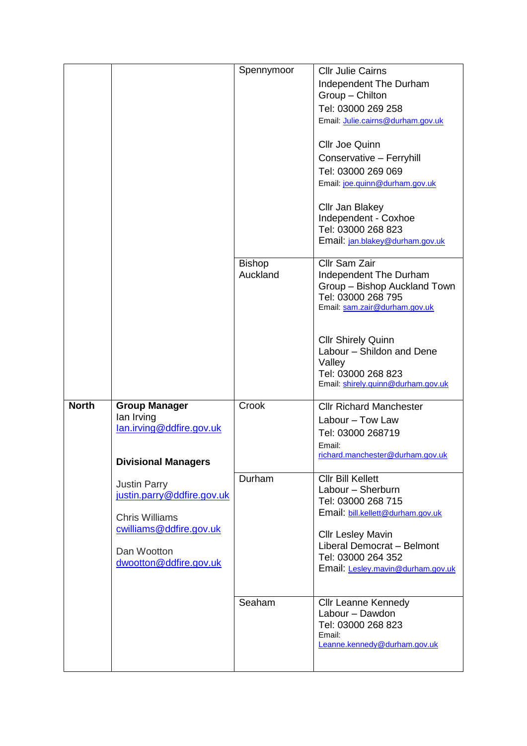| | | | |
|---|---|---|---|
| | | Spennymoor | Cllr Julie Cairns<br>Independent The Durham Group – Chilton<br>Tel: 03000 269 258<br>Email: Julie.cairns@durham.gov.uk<br><br>Cllr Joe Quinn<br>Conservative – Ferryhill<br>Tel: 03000 269 069<br>Email: joe.quinn@durham.gov.uk<br><br>Cllr Jan Blakey<br>Independent - Coxhoe<br>Tel: 03000 268 823<br>Email: jan.blakey@durham.gov.uk |
| | | Bishop Auckland | Cllr Sam Zair<br>Independent The Durham Group – Bishop Auckland Town<br>Tel: 03000 268 795<br>Email: sam.zair@durham.gov.uk<br><br>Cllr Shirely Quinn<br>Labour – Shildon and Dene Valley<br>Tel: 03000 268 823<br>Email: shirely.quinn@durham.gov.uk |
| **North** | **Group Manager**<br>Ian Irving<br>Ian.irving@ddfire.gov.uk<br><br>**Divisional Managers**<br><br>Justin Parry<br>justin.parry@ddfire.gov.uk<br><br>Chris Williams<br>cwilliams@ddfire.gov.uk<br><br>Dan Wootton<br>dwootton@ddfire.gov.uk | Crook | Cllr Richard Manchester<br>Labour – Tow Law<br>Tel: 03000 268719<br>Email: richard.manchester@durham.gov.uk |
| | | Durham | Cllr Bill Kellett<br>Labour – Sherburn<br>Tel: 03000 268 715<br>Email: bill.kellett@durham.gov.uk<br><br>Cllr Lesley Mavin<br>Liberal Democrat – Belmont<br>Tel: 03000 264 352<br>Email: Lesley.mavin@durham.gov.uk |
| | | Seaham | Cllr Leanne Kennedy<br>Labour – Dawdon<br>Tel: 03000 268 823<br>Email: Leanne.kennedy@durham.gov.uk |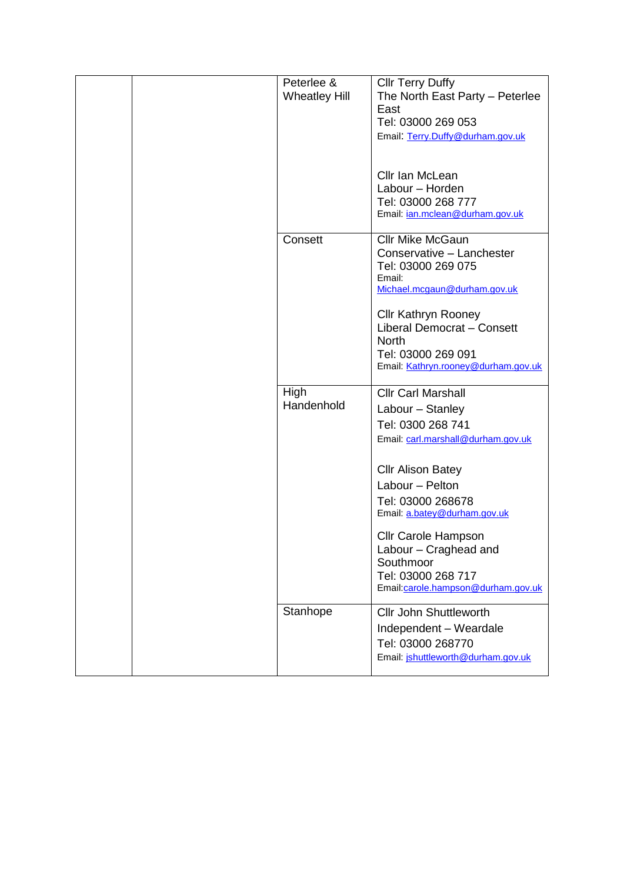| | | | |
|---|---|---|---|
| | | Peterlee & Wheatley Hill | Cllr Terry Duffy<br>The North East Party – Peterlee East<br>Tel: 03000 269 053<br>Email: Terry.Duffy@durham.gov.uk<br><br>Cllr Ian McLean<br>Labour – Horden<br>Tel: 03000 268 777<br>Email: ian.mclean@durham.gov.uk |
| | | Consett | Cllr Mike McGaun<br>Conservative – Lanchester<br>Tel: 03000 269 075<br>Email: Michael.mcgaun@durham.gov.uk<br><br>Cllr Kathryn Rooney<br>Liberal Democrat – Consett North<br>Tel: 03000 269 091<br>Email: Kathryn.rooney@durham.gov.uk |
| | | High Handenhold | Cllr Carl Marshall<br>Labour – Stanley<br>Tel: 0300 268 741<br>Email: carl.marshall@durham.gov.uk<br><br>Cllr Alison Batey<br>Labour – Pelton<br>Tel: 03000 268678<br>Email: a.batey@durham.gov.uk<br><br>Cllr Carole Hampson<br>Labour – Craghead and Southmoor<br>Tel: 03000 268 717<br>Email:carole.hampson@durham.gov.uk |
| | | Stanhope | Cllr John Shuttleworth<br>Independent – Weardale<br>Tel: 03000 268770<br>Email: jshuttleworth@durham.gov.uk |